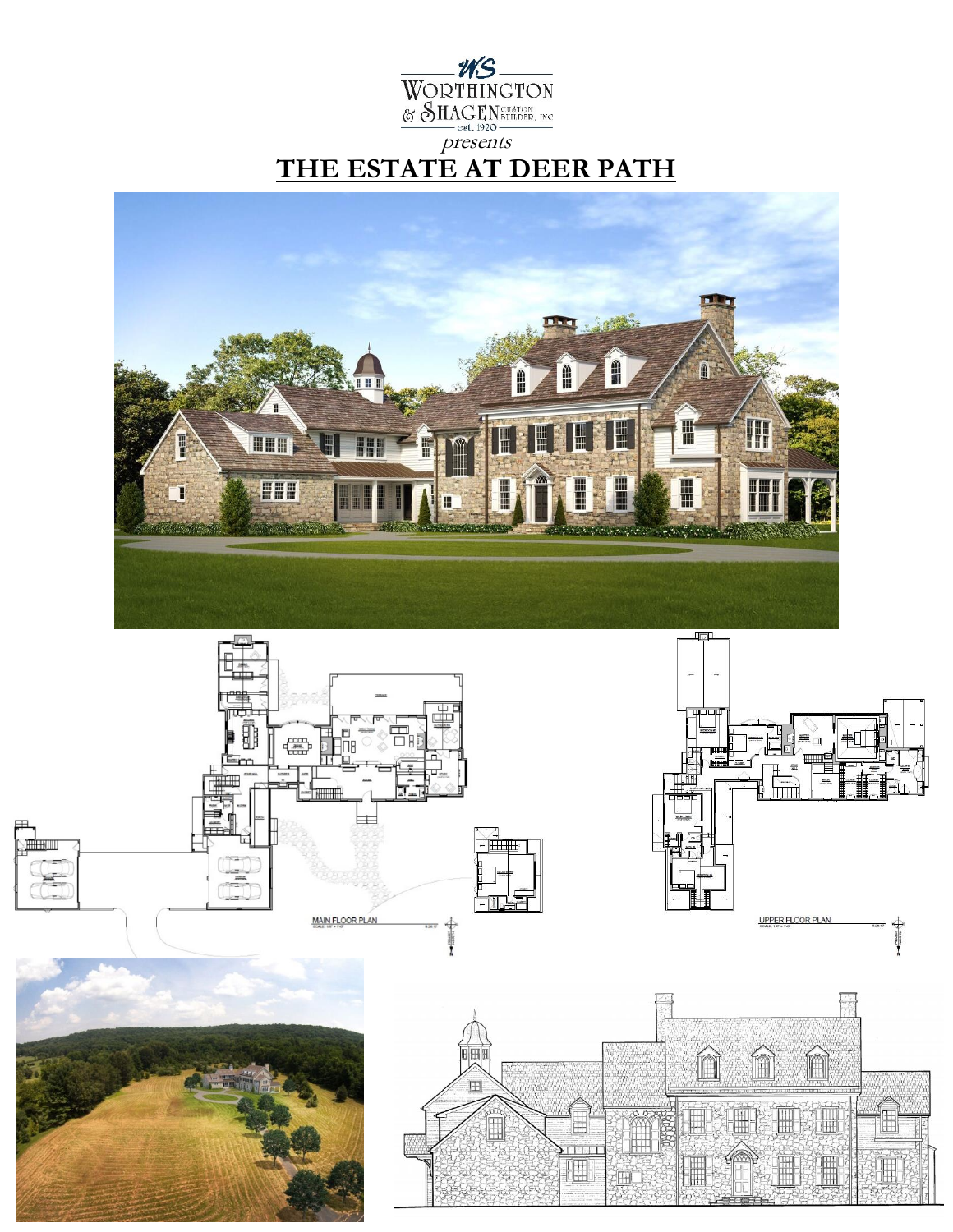WS

WORTHINGTON & SHAGEN CUSTOM BUILDER, INC

est. 1920

*presents*

# THE ESTATE AT DEER PATH

MAIN FLOOR PLAN

UPPER FLOOR PLAN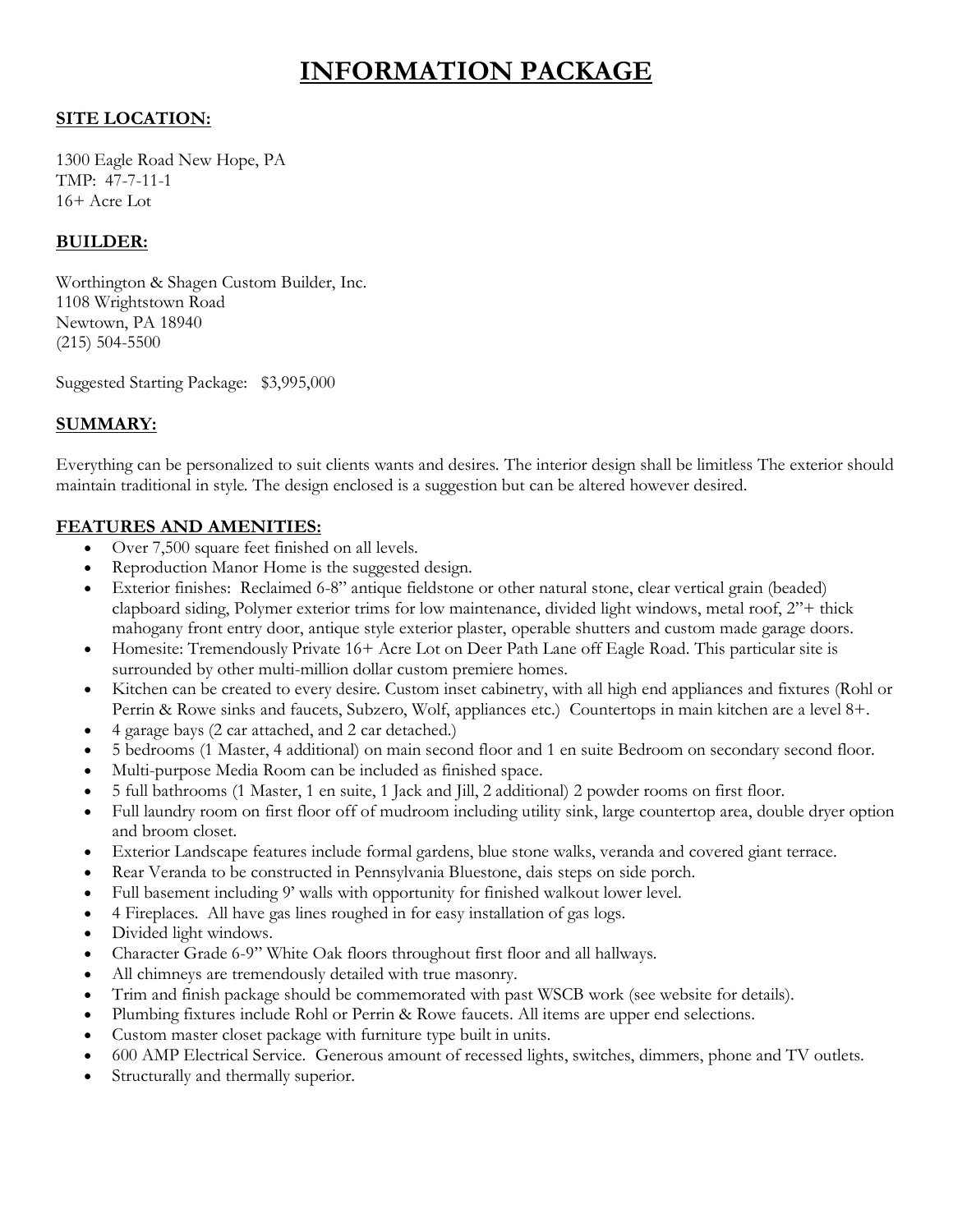# INFORMATION PACKAGE

## SITE LOCATION:

1300 Eagle Road New Hope, PA
TMP: 47-7-11-1
16+ Acre Lot

## BUILDER:

Worthington & Shagen Custom Builder, Inc.
1108 Wrightstown Road
Newtown, PA 18940
(215) 504-5500

Suggested Starting Package: $3,995,000

## SUMMARY:

Everything can be personalized to suit clients wants and desires. The interior design shall be limitless The exterior should maintain traditional in style. The design enclosed is a suggestion but can be altered however desired.

## FEATURES AND AMENITIES:

- Over 7,500 square feet finished on all levels.
- Reproduction Manor Home is the suggested design.
- Exterior finishes: Reclaimed 6-8" antique fieldstone or other natural stone, clear vertical grain (beaded) clapboard siding, Polymer exterior trims for low maintenance, divided light windows, metal roof, 2"+ thick mahogany front entry door, antique style exterior plaster, operable shutters and custom made garage doors.
- Homesite: Tremendously Private 16+ Acre Lot on Deer Path Lane off Eagle Road. This particular site is surrounded by other multi-million dollar custom premiere homes.
- Kitchen can be created to every desire. Custom inset cabinetry, with all high end appliances and fixtures (Rohl or Perrin & Rowe sinks and faucets, Subzero, Wolf, appliances etc.) Countertops in main kitchen are a level 8+.
- 4 garage bays (2 car attached, and 2 car detached.)
- 5 bedrooms (1 Master, 4 additional) on main second floor and 1 en suite Bedroom on secondary second floor.
- Multi-purpose Media Room can be included as finished space.
- 5 full bathrooms (1 Master, 1 en suite, 1 Jack and Jill, 2 additional) 2 powder rooms on first floor.
- Full laundry room on first floor off of mudroom including utility sink, large countertop area, double dryer option and broom closet.
- Exterior Landscape features include formal gardens, blue stone walks, veranda and covered giant terrace.
- Rear Veranda to be constructed in Pennsylvania Bluestone, dais steps on side porch.
- Full basement including 9' walls with opportunity for finished walkout lower level.
- 4 Fireplaces. All have gas lines roughed in for easy installation of gas logs.
- Divided light windows.
- Character Grade 6-9" White Oak floors throughout first floor and all hallways.
- All chimneys are tremendously detailed with true masonry.
- Trim and finish package should be commemorated with past WSCB work (see website for details).
- Plumbing fixtures include Rohl or Perrin & Rowe faucets. All items are upper end selections.
- Custom master closet package with furniture type built in units.
- 600 AMP Electrical Service. Generous amount of recessed lights, switches, dimmers, phone and TV outlets.
- Structurally and thermally superior.